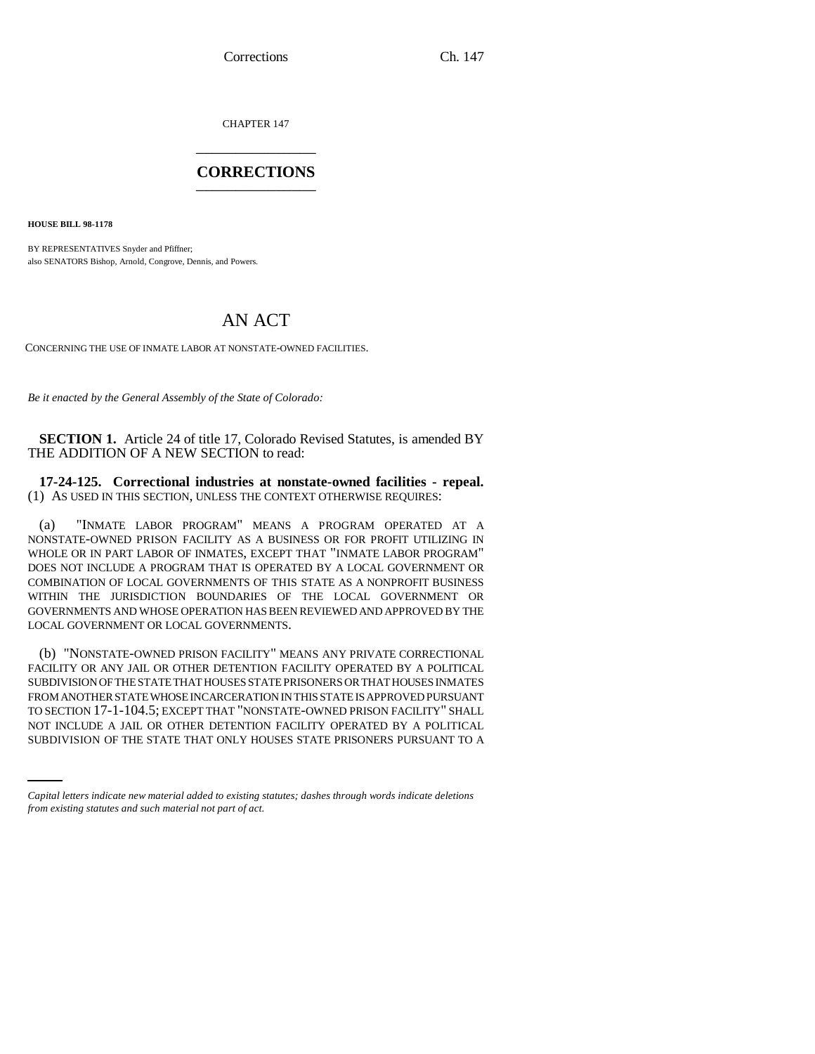CHAPTER 147

# CORRECTIONS

**HOUSE BILL 98-1178**

BY REPRESENTATIVES Snyder and Pfiffner;
also SENATORS Bishop, Arnold, Congrove, Dennis, and Powers.

# AN ACT

CONCERNING THE USE OF INMATE LABOR AT NONSTATE-OWNED FACILITIES.

*Be it enacted by the General Assembly of the State of Colorado:*

**SECTION 1.** Article 24 of title 17, Colorado Revised Statutes, is amended BY THE ADDITION OF A NEW SECTION to read:

**17-24-125. Correctional industries at nonstate-owned facilities - repeal.** (1) AS USED IN THIS SECTION, UNLESS THE CONTEXT OTHERWISE REQUIRES:

(a) "INMATE LABOR PROGRAM" MEANS A PROGRAM OPERATED AT A NONSTATE-OWNED PRISON FACILITY AS A BUSINESS OR FOR PROFIT UTILIZING IN WHOLE OR IN PART LABOR OF INMATES, EXCEPT THAT "INMATE LABOR PROGRAM" DOES NOT INCLUDE A PROGRAM THAT IS OPERATED BY A LOCAL GOVERNMENT OR COMBINATION OF LOCAL GOVERNMENTS OF THIS STATE AS A NONPROFIT BUSINESS WITHIN THE JURISDICTION BOUNDARIES OF THE LOCAL GOVERNMENT OR GOVERNMENTS AND WHOSE OPERATION HAS BEEN REVIEWED AND APPROVED BY THE LOCAL GOVERNMENT OR LOCAL GOVERNMENTS.

(b) "NONSTATE-OWNED PRISON FACILITY" MEANS ANY PRIVATE CORRECTIONAL FACILITY OR ANY JAIL OR OTHER DETENTION FACILITY OPERATED BY A POLITICAL SUBDIVISION OF THE STATE THAT HOUSES STATE PRISONERS OR THAT HOUSES INMATES FROM ANOTHER STATE WHOSE INCARCERATION IN THIS STATE IS APPROVED PURSUANT TO SECTION 17-1-104.5; EXCEPT THAT "NONSTATE-OWNED PRISON FACILITY" SHALL NOT INCLUDE A JAIL OR OTHER DETENTION FACILITY OPERATED BY A POLITICAL SUBDIVISION OF THE STATE THAT ONLY HOUSES STATE PRISONERS PURSUANT TO A

*Capital letters indicate new material added to existing statutes; dashes through words indicate deletions from existing statutes and such material not part of act.*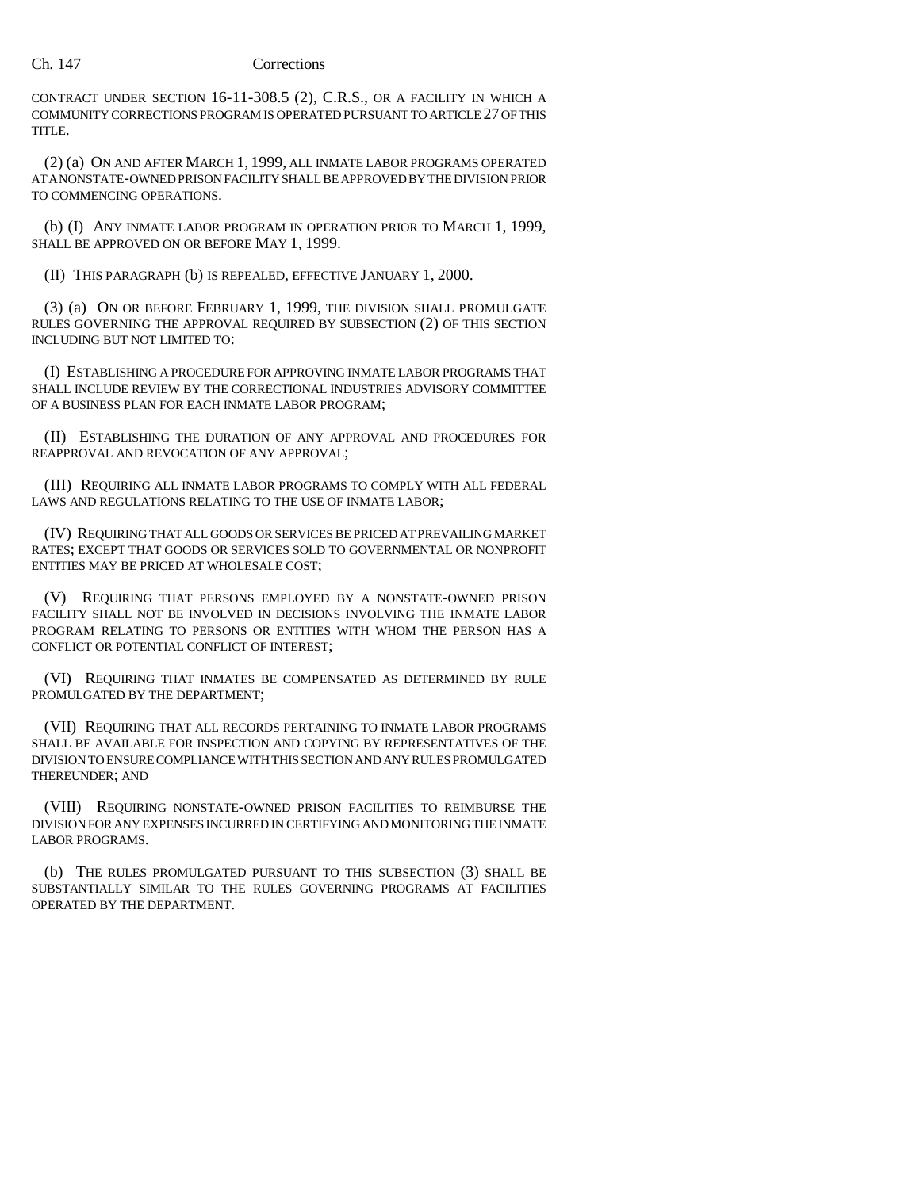CONTRACT UNDER SECTION 16-11-308.5 (2), C.R.S., OR A FACILITY IN WHICH A COMMUNITY CORRECTIONS PROGRAM IS OPERATED PURSUANT TO ARTICLE 27 OF THIS TITLE.

(2) (a) ON AND AFTER MARCH 1, 1999, ALL INMATE LABOR PROGRAMS OPERATED AT A NONSTATE-OWNED PRISON FACILITY SHALL BE APPROVED BY THE DIVISION PRIOR TO COMMENCING OPERATIONS.

(b) (I) ANY INMATE LABOR PROGRAM IN OPERATION PRIOR TO MARCH 1, 1999, SHALL BE APPROVED ON OR BEFORE MAY 1, 1999.

(II) THIS PARAGRAPH (b) IS REPEALED, EFFECTIVE JANUARY 1, 2000.

(3) (a) ON OR BEFORE FEBRUARY 1, 1999, THE DIVISION SHALL PROMULGATE RULES GOVERNING THE APPROVAL REQUIRED BY SUBSECTION (2) OF THIS SECTION INCLUDING BUT NOT LIMITED TO:

(I) ESTABLISHING A PROCEDURE FOR APPROVING INMATE LABOR PROGRAMS THAT SHALL INCLUDE REVIEW BY THE CORRECTIONAL INDUSTRIES ADVISORY COMMITTEE OF A BUSINESS PLAN FOR EACH INMATE LABOR PROGRAM;

(II) ESTABLISHING THE DURATION OF ANY APPROVAL AND PROCEDURES FOR REAPPROVAL AND REVOCATION OF ANY APPROVAL;

(III) REQUIRING ALL INMATE LABOR PROGRAMS TO COMPLY WITH ALL FEDERAL LAWS AND REGULATIONS RELATING TO THE USE OF INMATE LABOR;

(IV) REQUIRING THAT ALL GOODS OR SERVICES BE PRICED AT PREVAILING MARKET RATES; EXCEPT THAT GOODS OR SERVICES SOLD TO GOVERNMENTAL OR NONPROFIT ENTITIES MAY BE PRICED AT WHOLESALE COST;

(V) REQUIRING THAT PERSONS EMPLOYED BY A NONSTATE-OWNED PRISON FACILITY SHALL NOT BE INVOLVED IN DECISIONS INVOLVING THE INMATE LABOR PROGRAM RELATING TO PERSONS OR ENTITIES WITH WHOM THE PERSON HAS A CONFLICT OR POTENTIAL CONFLICT OF INTEREST;

(VI) REQUIRING THAT INMATES BE COMPENSATED AS DETERMINED BY RULE PROMULGATED BY THE DEPARTMENT;

(VII) REQUIRING THAT ALL RECORDS PERTAINING TO INMATE LABOR PROGRAMS SHALL BE AVAILABLE FOR INSPECTION AND COPYING BY REPRESENTATIVES OF THE DIVISION TO ENSURE COMPLIANCE WITH THIS SECTION AND ANY RULES PROMULGATED THEREUNDER; AND

(VIII) REQUIRING NONSTATE-OWNED PRISON FACILITIES TO REIMBURSE THE DIVISION FOR ANY EXPENSES INCURRED IN CERTIFYING AND MONITORING THE INMATE LABOR PROGRAMS.

(b) THE RULES PROMULGATED PURSUANT TO THIS SUBSECTION (3) SHALL BE SUBSTANTIALLY SIMILAR TO THE RULES GOVERNING PROGRAMS AT FACILITIES OPERATED BY THE DEPARTMENT.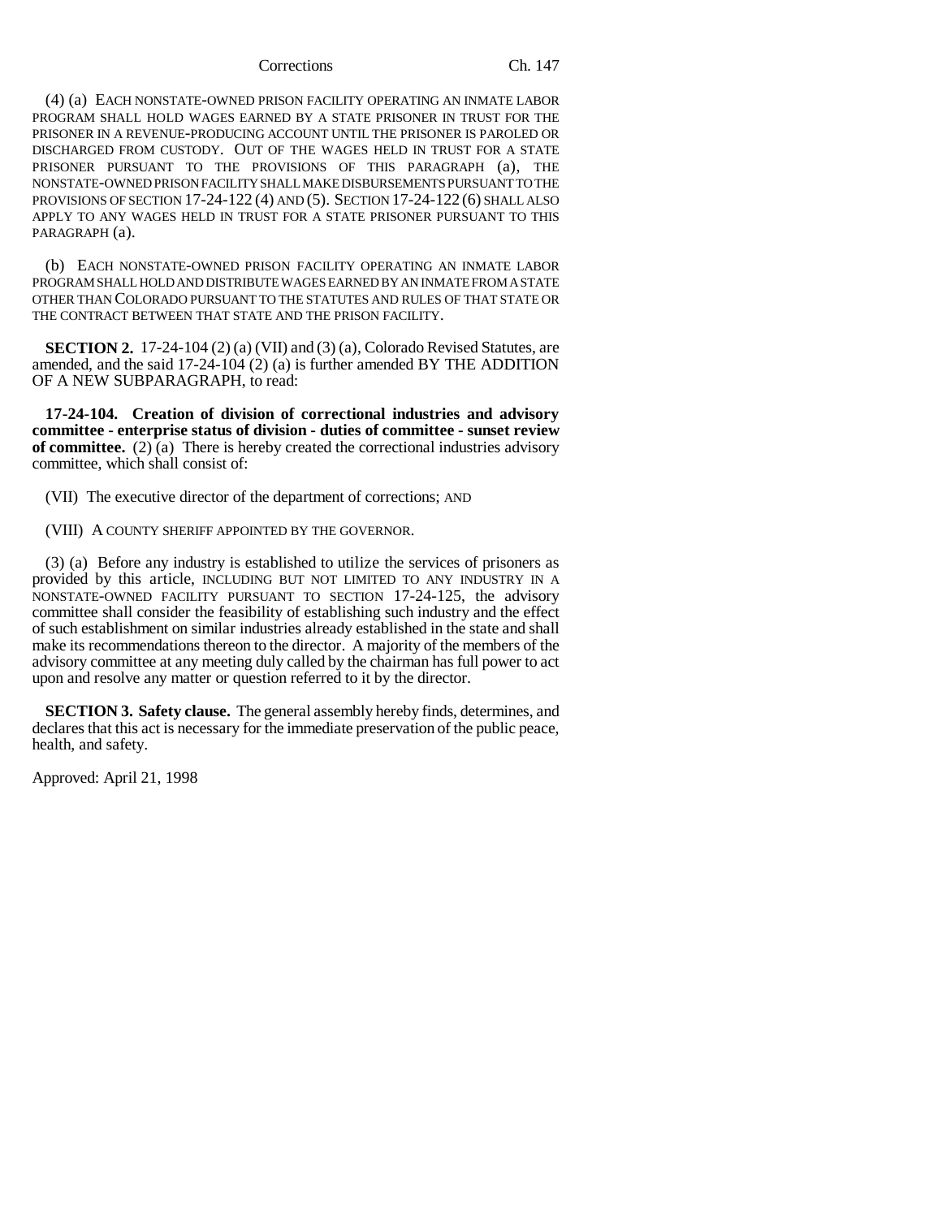(4) (a) EACH NONSTATE-OWNED PRISON FACILITY OPERATING AN INMATE LABOR PROGRAM SHALL HOLD WAGES EARNED BY A STATE PRISONER IN TRUST FOR THE PRISONER IN A REVENUE-PRODUCING ACCOUNT UNTIL THE PRISONER IS PAROLED OR DISCHARGED FROM CUSTODY. OUT OF THE WAGES HELD IN TRUST FOR A STATE PRISONER PURSUANT TO THE PROVISIONS OF THIS PARAGRAPH (a), THE NONSTATE-OWNED PRISON FACILITY SHALL MAKE DISBURSEMENTS PURSUANT TO THE PROVISIONS OF SECTION 17-24-122 (4) AND (5). SECTION 17-24-122 (6) SHALL ALSO APPLY TO ANY WAGES HELD IN TRUST FOR A STATE PRISONER PURSUANT TO THIS PARAGRAPH (a).

(b) EACH NONSTATE-OWNED PRISON FACILITY OPERATING AN INMATE LABOR PROGRAM SHALL HOLD AND DISTRIBUTE WAGES EARNED BY AN INMATE FROM A STATE OTHER THAN COLORADO PURSUANT TO THE STATUTES AND RULES OF THAT STATE OR THE CONTRACT BETWEEN THAT STATE AND THE PRISON FACILITY.

**SECTION 2.** 17-24-104 (2) (a) (VII) and (3) (a), Colorado Revised Statutes, are amended, and the said 17-24-104 (2) (a) is further amended BY THE ADDITION OF A NEW SUBPARAGRAPH, to read:

**17-24-104. Creation of division of correctional industries and advisory committee - enterprise status of division - duties of committee - sunset review of committee.** (2) (a) There is hereby created the correctional industries advisory committee, which shall consist of:

(VII) The executive director of the department of corrections; AND

(VIII) A COUNTY SHERIFF APPOINTED BY THE GOVERNOR.

(3) (a) Before any industry is established to utilize the services of prisoners as provided by this article, INCLUDING BUT NOT LIMITED TO ANY INDUSTRY IN A NONSTATE-OWNED FACILITY PURSUANT TO SECTION 17-24-125, the advisory committee shall consider the feasibility of establishing such industry and the effect of such establishment on similar industries already established in the state and shall make its recommendations thereon to the director. A majority of the members of the advisory committee at any meeting duly called by the chairman has full power to act upon and resolve any matter or question referred to it by the director.

**SECTION 3. Safety clause.** The general assembly hereby finds, determines, and declares that this act is necessary for the immediate preservation of the public peace, health, and safety.

Approved: April 21, 1998